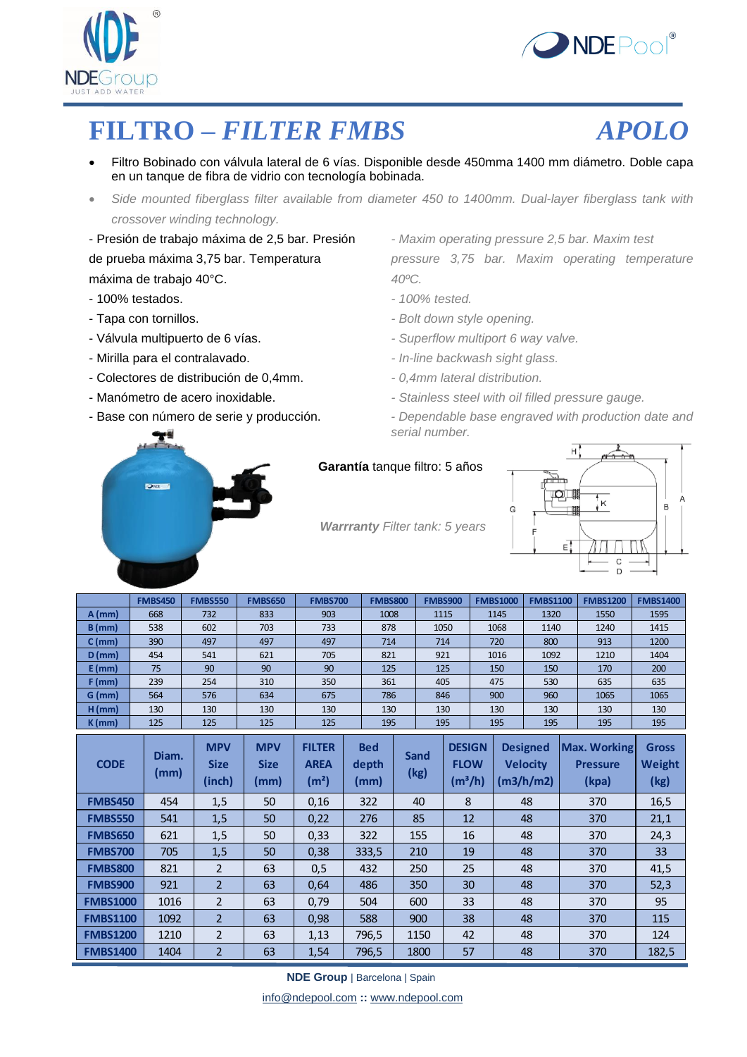# FILTRO – *FILTER FMBS* *APOLO*

- Filtro Bobinado con válvula lateral de 6 vías. Disponible desde 450mma 1400 mm diámetro. Doble capa en un tanque de fibra de vidrio con tecnología bobinada.
- *Side mounted fiberglass filter available from diameter 450 to 1400mm. Dual-layer fiberglass tank with crossover winding technology.*

- Presión de trabajo máxima de 2,5 bar. Presión de prueba máxima 3,75 bar. Temperatura máxima de trabajo 40ºC.
- 100% testados.
- Tapa con tornillos.
- Válvula multipuerto de 6 vías.
- Mirilla para el contralavado.
- Colectores de distribución de 0,4mm.
- Manómetro de acero inoxidable.
- Base con número de serie y producción.

*- Maxim operating pressure 2,5 bar. Maxim test pressure 3,75 bar. Maxim operating temperature 40ºC.*
*- 100% tested.*
*- Bolt down style opening.*
*- Superflow multiport 6 way valve.*
*- In-line backwash sight glass.*
*- 0,4mm lateral distribution.*
*- Stainless steel with oil filled pressure gauge.*
*- Dependable base engraved with production date and serial number.*

**Garantía** tanque filtro: 5 años

***Warrranty** Filter tank: 5 years*

| | FMBS450 | FMBS550 | FMBS650 | FMBS700 | FMBS800 | FMBS900 | FMBS1000 | FMBS1100 | FMBS1200 | FMBS1400 |
|---|---|---|---|---|---|---|---|---|---|---|
| A (mm) | 668 | 732 | 833 | 903 | 1008 | 1115 | 1145 | 1320 | 1550 | 1595 |
| B (mm) | 538 | 602 | 703 | 733 | 878 | 1050 | 1068 | 1140 | 1240 | 1415 |
| C (mm) | 390 | 497 | 497 | 497 | 714 | 714 | 720 | 800 | 913 | 1200 |
| D (mm) | 454 | 541 | 621 | 705 | 821 | 921 | 1016 | 1092 | 1210 | 1404 |
| E (mm) | 75 | 90 | 90 | 90 | 125 | 125 | 150 | 150 | 170 | 200 |
| F (mm) | 239 | 254 | 310 | 350 | 361 | 405 | 475 | 530 | 635 | 635 |
| G (mm) | 564 | 576 | 634 | 675 | 786 | 846 | 900 | 960 | 1065 | 1065 |
| H (mm) | 130 | 130 | 130 | 130 | 130 | 130 | 130 | 130 | 130 | 130 |
| K (mm) | 125 | 125 | 125 | 125 | 195 | 195 | 195 | 195 | 195 | 195 |

| CODE | Diam. (mm) | MPV Size (inch) | MPV Size (mm) | FILTER AREA ($m^2$) | Bed depth (mm) | Sand (kg) | DESIGN FLOW ($m^3$/h) | Designed Velocity (m3/h/m2) | Max. Working Pressure (kpa) | Gross Weight (kg) |
|---|---|---|---|---|---|---|---|---|---|---|
| FMBS450 | 454 | 1,5 | 50 | 0,16 | 322 | 40 | 8 | 48 | 370 | 16,5 |
| FMBS550 | 541 | 1,5 | 50 | 0,22 | 276 | 85 | 12 | 48 | 370 | 21,1 |
| FMBS650 | 621 | 1,5 | 50 | 0,33 | 322 | 155 | 16 | 48 | 370 | 24,3 |
| FMBS700 | 705 | 1,5 | 50 | 0,38 | 333,5 | 210 | 19 | 48 | 370 | 33 |
| FMBS800 | 821 | 2 | 63 | 0,5 | 432 | 250 | 25 | 48 | 370 | 41,5 |
| FMBS900 | 921 | 2 | 63 | 0,64 | 486 | 350 | 30 | 48 | 370 | 52,3 |
| FMBS1000 | 1016 | 2 | 63 | 0,79 | 504 | 600 | 33 | 48 | 370 | 95 |
| FMBS1100 | 1092 | 2 | 63 | 0,98 | 588 | 900 | 38 | 48 | 370 | 115 |
| FMBS1200 | 1210 | 2 | 63 | 1,13 | 796,5 | 1150 | 42 | 48 | 370 | 124 |
| FMBS1400 | 1404 | 2 | 63 | 1,54 | 796,5 | 1800 | 57 | 48 | 370 | 182,5 |

**NDE Group** | Barcelona | Spain

info@ndepool.com **::** www.ndepool.com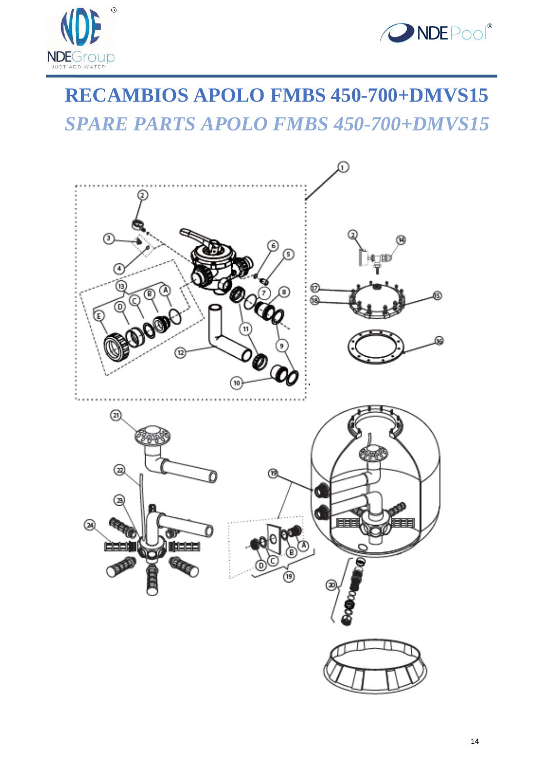# RECAMBIOS APOLO FMBS 450-700+DMVS15

## *SPARE PARTS APOLO FMBS 450-700+DMVS15*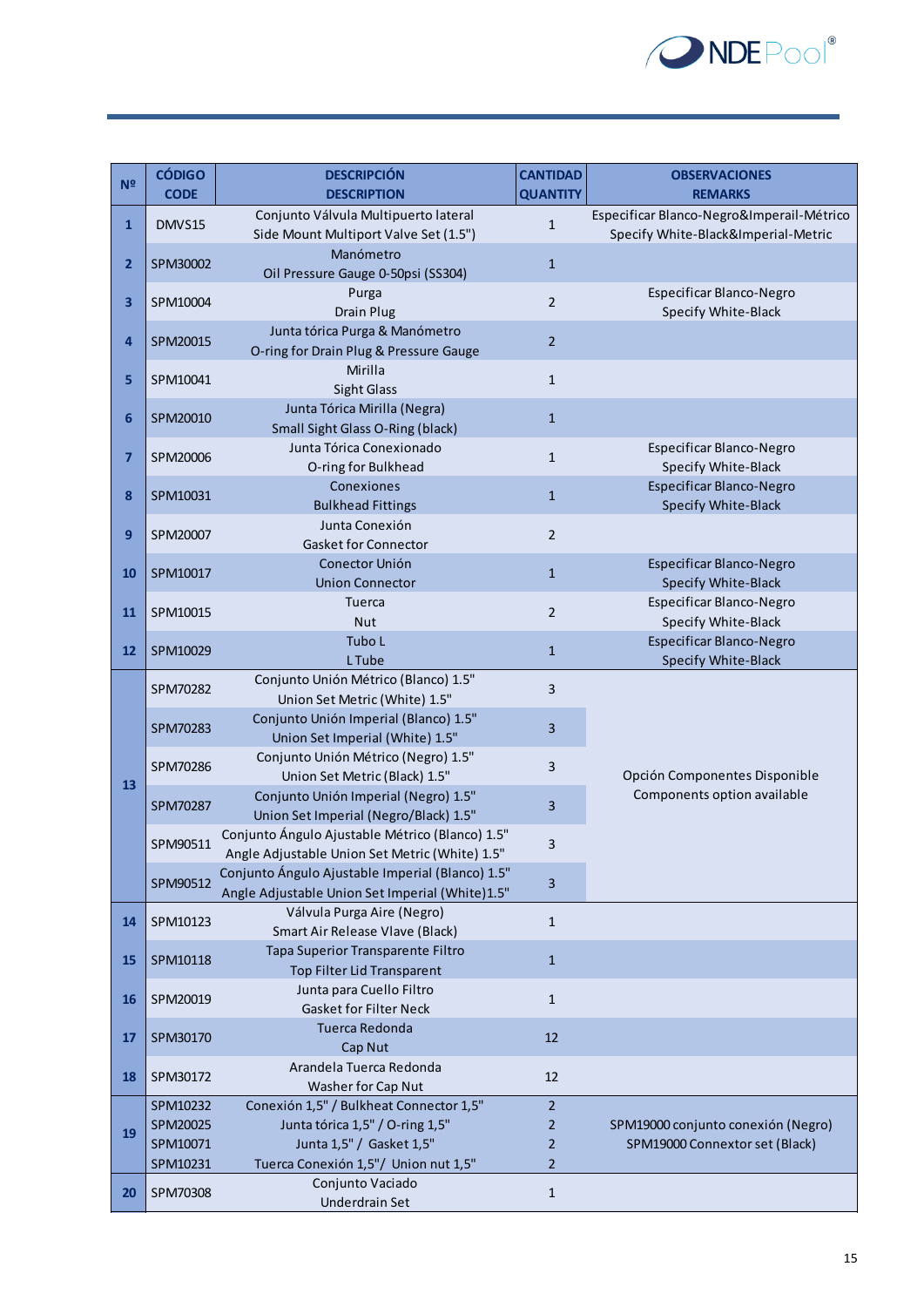| Nº | CÓDIGO CODE | DESCRIPCIÓN DESCRIPTION | CANTIDAD QUANTITY | OBSERVACIONES REMARKS |
|---|---|---|---|---|
| 1 | DMVS15 | Conjunto Válvula Multipuerto lateral Side Mount Multiport Valve Set (1.5") | 1 | Especificar Blanco-Negro&Imperail-Métrico Specify White-Black&Imperial-Metric |
| 2 | SPM30002 | Manómetro Oil Pressure Gauge 0-50psi (SS304) | 1 | |
| 3 | SPM10004 | Purga Drain Plug | 2 | Especificar Blanco-Negro Specify White-Black |
| 4 | SPM20015 | Junta tórica Purga & Manómetro O-ring for Drain Plug & Pressure Gauge | 2 | |
| 5 | SPM10041 | Mirilla Sight Glass | 1 | |
| 6 | SPM20010 | Junta Tórica Mirilla (Negra) Small Sight Glass O-Ring (black) | 1 | |
| 7 | SPM20006 | Junta Tórica Conexionado O-ring for Bulkhead | 1 | Especificar Blanco-Negro Specify White-Black |
| 8 | SPM10031 | Conexiones Bulkhead Fittings | 1 | Especificar Blanco-Negro Specify White-Black |
| 9 | SPM20007 | Junta Conexión Gasket for Connector | 2 | |
| 10 | SPM10017 | Conector Unión Union Connector | 1 | Especificar Blanco-Negro Specify White-Black |
| 11 | SPM10015 | Tuerca Nut | 2 | Especificar Blanco-Negro Specify White-Black |
| 12 | SPM10029 | Tubo L L Tube | 1 | Especificar Blanco-Negro Specify White-Black |
| 13 | SPM70282 | Conjunto Unión Métrico (Blanco) 1.5" Union Set Metric (White) 1.5" | 3 | Opción Componentes Disponible Components option available |
| | SPM70283 | Conjunto Unión Imperial (Blanco) 1.5" Union Set Imperial (White) 1.5" | 3 | |
| | SPM70286 | Conjunto Unión Métrico (Negro) 1.5" Union Set Metric (Black) 1.5" | 3 | |
| | SPM70287 | Conjunto Unión Imperial (Negro) 1.5" Union Set Imperial (Negro/Black) 1.5" | 3 | |
| | SPM90511 | Conjunto Ángulo Ajustable Métrico (Blanco) 1.5" Angle Adjustable Union Set Metric (White) 1.5" | 3 | |
| | SPM90512 | Conjunto Ángulo Ajustable Imperial (Blanco) 1.5" Angle Adjustable Union Set Imperial (White)1.5" | 3 | |
| 14 | SPM10123 | Válvula Purga Aire (Negro) Smart Air Release Vlave (Black) | 1 | |
| 15 | SPM10118 | Tapa Superior Transparente Filtro Top Filter Lid Transparent | 1 | |
| 16 | SPM20019 | Junta para Cuello Filtro Gasket for Filter Neck | 1 | |
| 17 | SPM30170 | Tuerca Redonda Cap Nut | 12 | |
| 18 | SPM30172 | Arandela Tuerca Redonda Washer for Cap Nut | 12 | |
| 19 | SPM10232 SPM20025 SPM10071 SPM10231 | Conexión 1,5" / Bulkheat Connector 1,5" Junta tórica 1,5" / O-ring 1,5" Junta 1,5" / Gasket 1,5" Tuerca Conexión 1,5"/ Union nut 1,5" | 2 2 2 2 | SPM19000 conjunto conexión (Negro) SPM19000 Connextor set (Black) |
| 20 | SPM70308 | Conjunto Vaciado Underdrain Set | 1 | |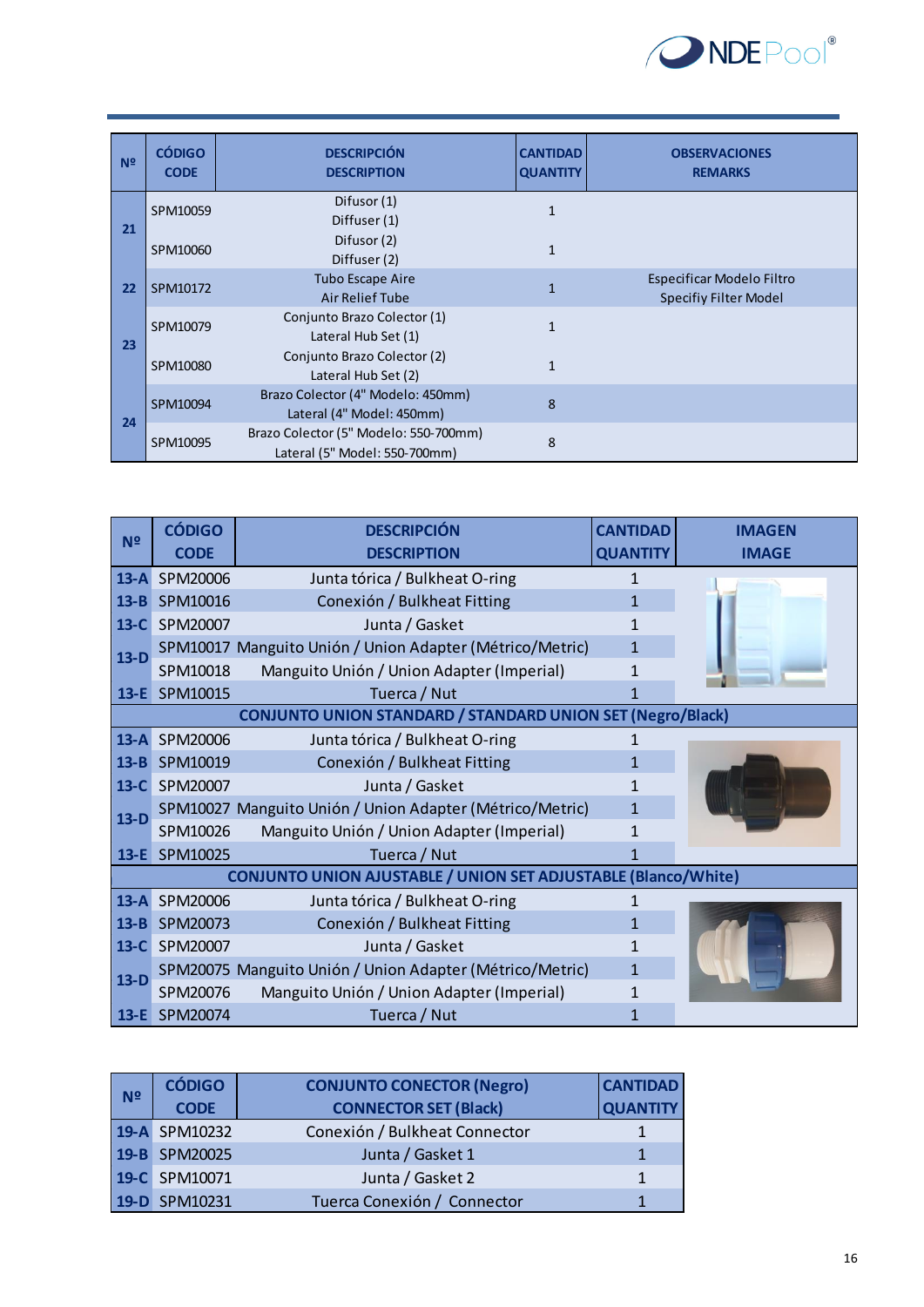| Nº | CÓDIGO<br>CODE | DESCRIPCIÓN<br>DESCRIPTION | CANTIDAD<br>QUANTITY | OBSERVACIONES<br>REMARKS |
|---|---|---|---|---|
| 21 | SPM10059 | Difusor (1)<br>Diffuser (1) | 1 | |
| | SPM10060 | Difusor (2)<br>Diffuser (2) | 1 | |
| 22 | SPM10172 | Tubo Escape Aire<br>Air Relief Tube | 1 | Especificar Modelo Filtro<br>Specifiy Filter Model |
| 23 | SPM10079 | Conjunto Brazo Colector (1)<br>Lateral Hub Set (1) | 1 | |
| | SPM10080 | Conjunto Brazo Colector (2)<br>Lateral Hub Set (2) | 1 | |
| 24 | SPM10094 | Brazo Colector (4" Modelo: 450mm)<br>Lateral (4" Model: 450mm) | 8 | |
| | SPM10095 | Brazo Colector (5" Modelo: 550-700mm)<br>Lateral (5" Model: 550-700mm) | 8 | |

| Nº | CÓDIGO<br>CODE | DESCRIPCIÓN<br>DESCRIPTION | CANTIDAD<br>QUANTITY | IMAGEN<br>IMAGE |
|---|---|---|---|---|
| 13-A | SPM20006 | Junta tórica / Bulkheat O-ring | 1 | |
| 13-B | SPM10016 | Conexión / Bulkheat Fitting | 1 | |
| 13-C | SPM20007 | Junta / Gasket | 1 | |
| 13-D | SPM10017 | Manguito Unión / Union Adapter (Métrico/Metric) | 1 | |
| | SPM10018 | Manguito Unión / Union Adapter (Imperial) | 1 | |
| 13-E | SPM10015 | Tuerca / Nut | 1 | |
| **CONJUNTO UNION STANDARD / STANDARD UNION SET (Negro/Black)** | | | | |
| 13-A | SPM20006 | Junta tórica / Bulkheat O-ring | 1 | |
| 13-B | SPM10019 | Conexión / Bulkheat Fitting | 1 | |
| 13-C | SPM20007 | Junta / Gasket | 1 | |
| 13-D | SPM10027 | Manguito Unión / Union Adapter (Métrico/Metric) | 1 | |
| | SPM10026 | Manguito Unión / Union Adapter (Imperial) | 1 | |
| 13-E | SPM10025 | Tuerca / Nut | 1 | |
| **CONJUNTO UNION AJUSTABLE / UNION SET ADJUSTABLE (Blanco/White)** | | | | |
| 13-A | SPM20006 | Junta tórica / Bulkheat O-ring | 1 | |
| 13-B | SPM20073 | Conexión / Bulkheat Fitting | 1 | |
| 13-C | SPM20007 | Junta / Gasket | 1 | |
| 13-D | SPM20075 | Manguito Unión / Union Adapter (Métrico/Metric) | 1 | |
| | SPM20076 | Manguito Unión / Union Adapter (Imperial) | 1 | |
| 13-E | SPM20074 | Tuerca / Nut | 1 | |

| Nº | CÓDIGO<br>CODE | CONJUNTO CONECTOR (Negro)<br>CONNECTOR SET (Black) | CANTIDAD<br>QUANTITY |
|---|---|---|---|
| 19-A | SPM10232 | Conexión / Bulkheat Connector | 1 |
| 19-B | SPM20025 | Junta / Gasket 1 | 1 |
| 19-C | SPM10071 | Junta / Gasket 2 | 1 |
| 19-D | SPM10231 | Tuerca Conexión / Connector | 1 |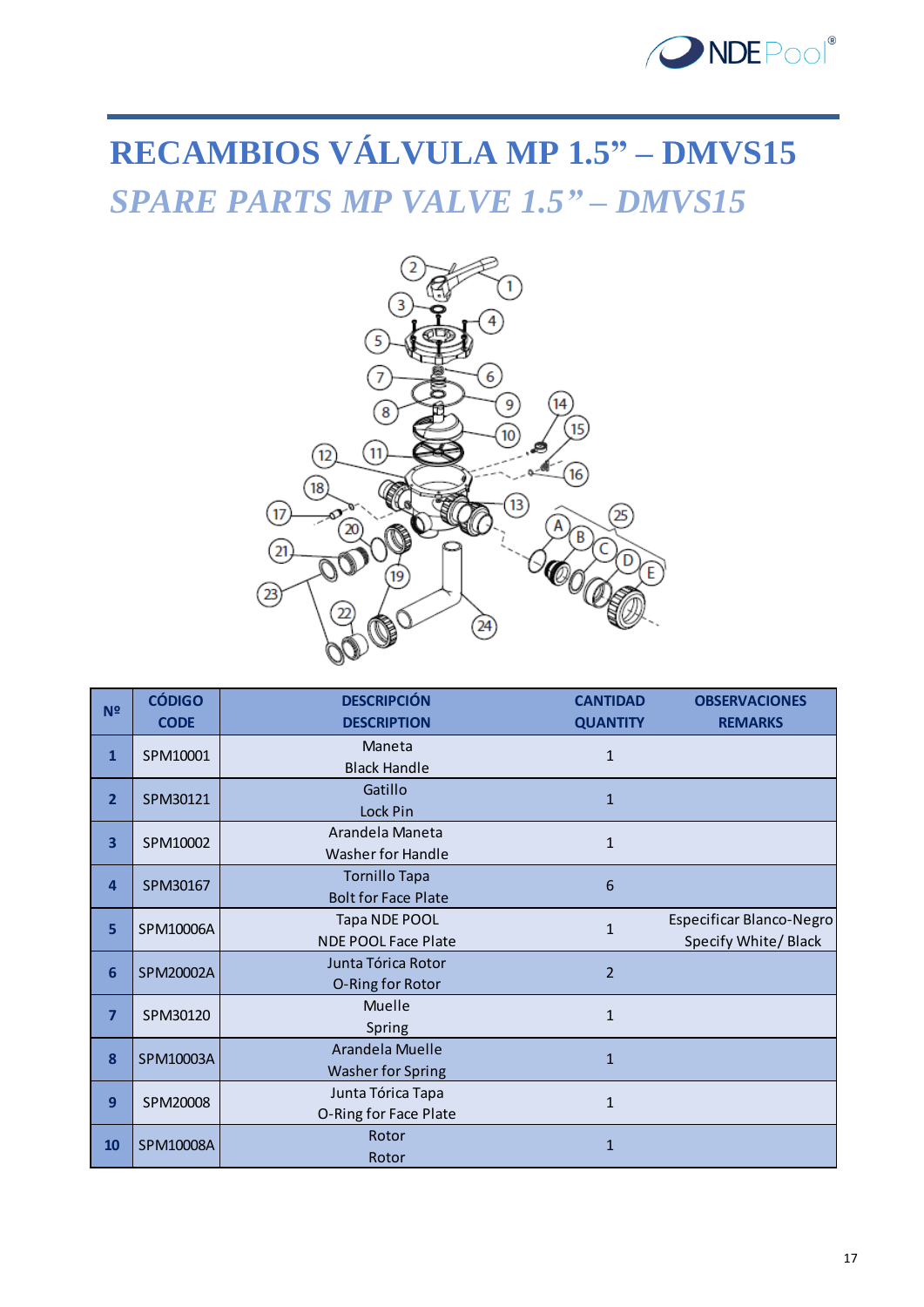# RECAMBIOS VÁLVULA MP 1.5" – DMVS15

## *SPARE PARTS MP VALVE 1.5" – DMVS15*

| Nº | CÓDIGO CODE | DESCRIPCIÓN DESCRIPTION | CANTIDAD QUANTITY | OBSERVACIONES REMARKS |
|---|---|---|---|---|
| 1 | SPM10001 | Maneta Black Handle | 1 | |
| 2 | SPM30121 | Gatillo Lock Pin | 1 | |
| 3 | SPM10002 | Arandela Maneta Washer for Handle | 1 | |
| 4 | SPM30167 | Tornillo Tapa Bolt for Face Plate | 6 | |
| 5 | SPM10006A | Tapa NDE POOL NDE POOL Face Plate | 1 | Especificar Blanco-Negro Specify White/ Black |
| 6 | SPM20002A | Junta Tórica Rotor O-Ring for Rotor | 2 | |
| 7 | SPM30120 | Muelle Spring | 1 | |
| 8 | SPM10003A | Arandela Muelle Washer for Spring | 1 | |
| 9 | SPM20008 | Junta Tórica Tapa O-Ring for Face Plate | 1 | |
| 10 | SPM10008A | Rotor Rotor | 1 | |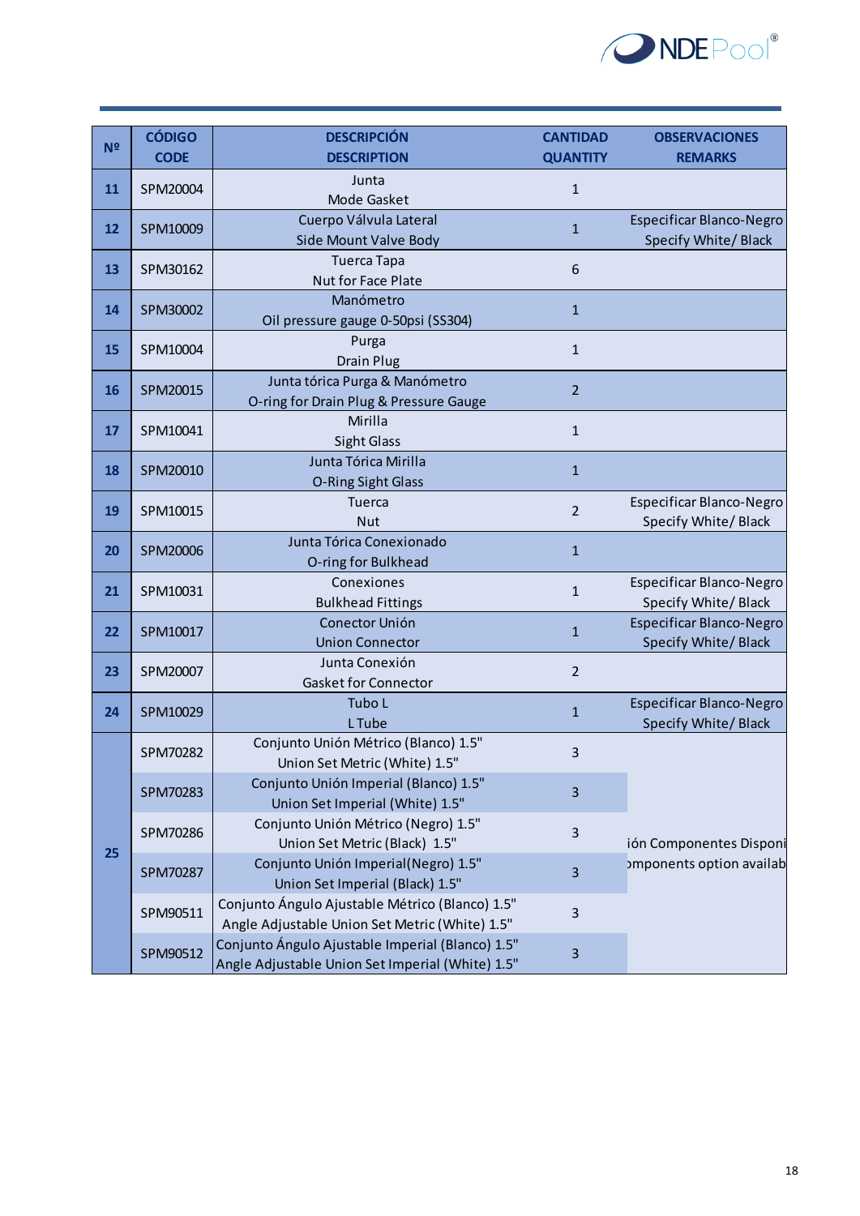| Nº | CÓDIGO CODE | DESCRIPCIÓN DESCRIPTION | CANTIDAD QUANTITY | OBSERVACIONES REMARKS |
|---|---|---|---|---|
| 11 | SPM20004 | Junta<br>Mode Gasket | 1 | |
| 12 | SPM10009 | Cuerpo Válvula Lateral<br>Side Mount Valve Body | 1 | Especificar Blanco-Negro<br>Specify White/ Black |
| 13 | SPM30162 | Tuerca Tapa<br>Nut for Face Plate | 6 | |
| 14 | SPM30002 | Manómetro<br>Oil pressure gauge 0-50psi (SS304) | 1 | |
| 15 | SPM10004 | Purga<br>Drain Plug | 1 | |
| 16 | SPM20015 | Junta tórica Purga & Manómetro<br>O-ring for Drain Plug & Pressure Gauge | 2 | |
| 17 | SPM10041 | Mirilla<br>Sight Glass | 1 | |
| 18 | SPM20010 | Junta Tórica Mirilla<br>O-Ring Sight Glass | 1 | |
| 19 | SPM10015 | Tuerca<br>Nut | 2 | Especificar Blanco-Negro<br>Specify White/ Black |
| 20 | SPM20006 | Junta Tórica Conexionado<br>O-ring for Bulkhead | 1 | |
| 21 | SPM10031 | Conexiones<br>Bulkhead Fittings | 1 | Especificar Blanco-Negro<br>Specify White/ Black |
| 22 | SPM10017 | Conector Unión<br>Union Connector | 1 | Especificar Blanco-Negro<br>Specify White/ Black |
| 23 | SPM20007 | Junta Conexión<br>Gasket for Connector | 2 | |
| 24 | SPM10029 | Tubo L<br>L Tube | 1 | Especificar Blanco-Negro<br>Specify White/ Black |
| 25 | SPM70282 | Conjunto Unión Métrico (Blanco) 1.5"<br>Union Set Metric (White) 1.5" | 3 | ión Componentes Disponi<br>omponents option availab |
| | SPM70283 | Conjunto Unión Imperial (Blanco) 1.5"<br>Union Set Imperial (White) 1.5" | 3 | |
| | SPM70286 | Conjunto Unión Métrico (Negro) 1.5"<br>Union Set Metric (Black) 1.5" | 3 | |
| | SPM70287 | Conjunto Unión Imperial(Negro) 1.5"<br>Union Set Imperial (Black) 1.5" | 3 | |
| | SPM90511 | Conjunto Ángulo Ajustable Métrico (Blanco) 1.5"<br>Angle Adjustable Union Set Metric (White) 1.5" | 3 | |
| | SPM90512 | Conjunto Ángulo Ajustable Imperial (Blanco) 1.5"<br>Angle Adjustable Union Set Imperial (White) 1.5" | 3 | |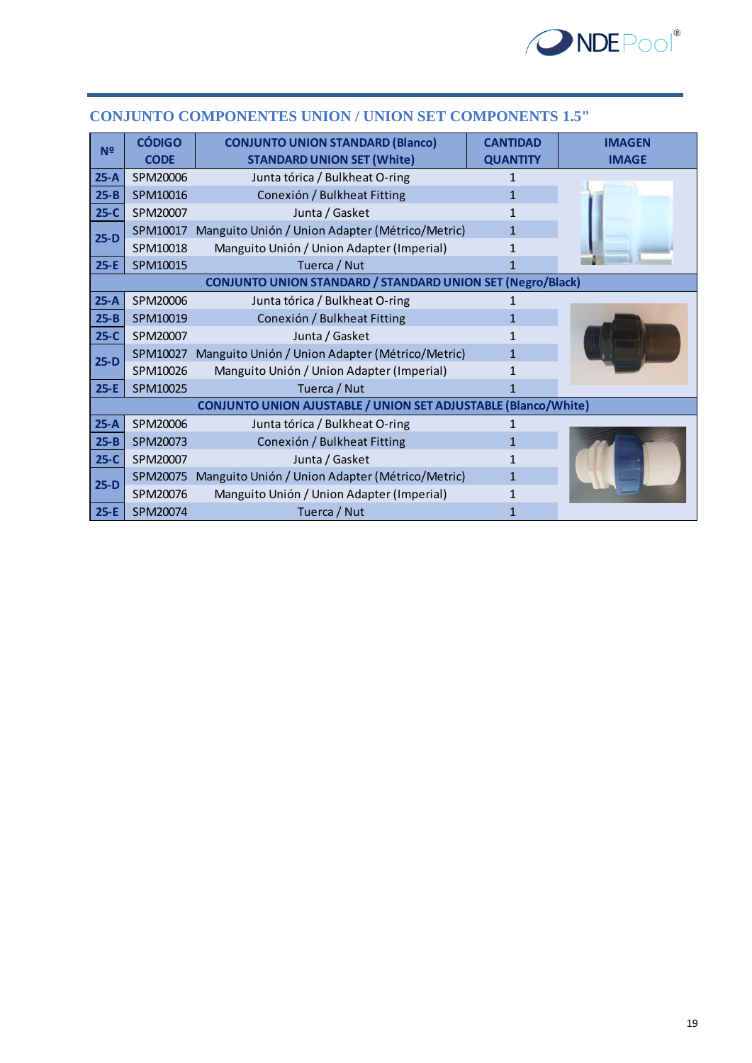## CONJUNTO COMPONENTES UNION / UNION SET COMPONENTS 1.5"

| Nº | CÓDIGO CODE | CONJUNTO UNION STANDARD (Blanco) STANDARD UNION SET (White) | CANTIDAD QUANTITY | IMAGEN IMAGE |
|---|---|---|---|---|
| 25-A | SPM20006 | Junta tórica / Bulkheat O-ring | 1 | |
| 25-B | SPM10016 | Conexión / Bulkheat Fitting | 1 | |
| 25-C | SPM20007 | Junta / Gasket | 1 | |
| 25-D | SPM10017 | Manguito Unión / Union Adapter (Métrico/Metric) | 1 | |
| | SPM10018 | Manguito Unión / Union Adapter (Imperial) | 1 | |
| 25-E | SPM10015 | Tuerca / Nut | 1 | |
| | | CONJUNTO UNION STANDARD / STANDARD UNION SET (Negro/Black) | | |
| 25-A | SPM20006 | Junta tórica / Bulkheat O-ring | 1 | |
| 25-B | SPM10019 | Conexión / Bulkheat Fitting | 1 | |
| 25-C | SPM20007 | Junta / Gasket | 1 | |
| 25-D | SPM10027 | Manguito Unión / Union Adapter (Métrico/Metric) | 1 | |
| | SPM10026 | Manguito Unión / Union Adapter (Imperial) | 1 | |
| 25-E | SPM10025 | Tuerca / Nut | 1 | |
| | | CONJUNTO UNION AJUSTABLE / UNION SET ADJUSTABLE (Blanco/White) | | |
| 25-A | SPM20006 | Junta tórica / Bulkheat O-ring | 1 | |
| 25-B | SPM20073 | Conexión / Bulkheat Fitting | 1 | |
| 25-C | SPM20007 | Junta / Gasket | 1 | |
| 25-D | SPM20075 | Manguito Unión / Union Adapter (Métrico/Metric) | 1 | |
| | SPM20076 | Manguito Unión / Union Adapter (Imperial) | 1 | |
| 25-E | SPM20074 | Tuerca / Nut | 1 | |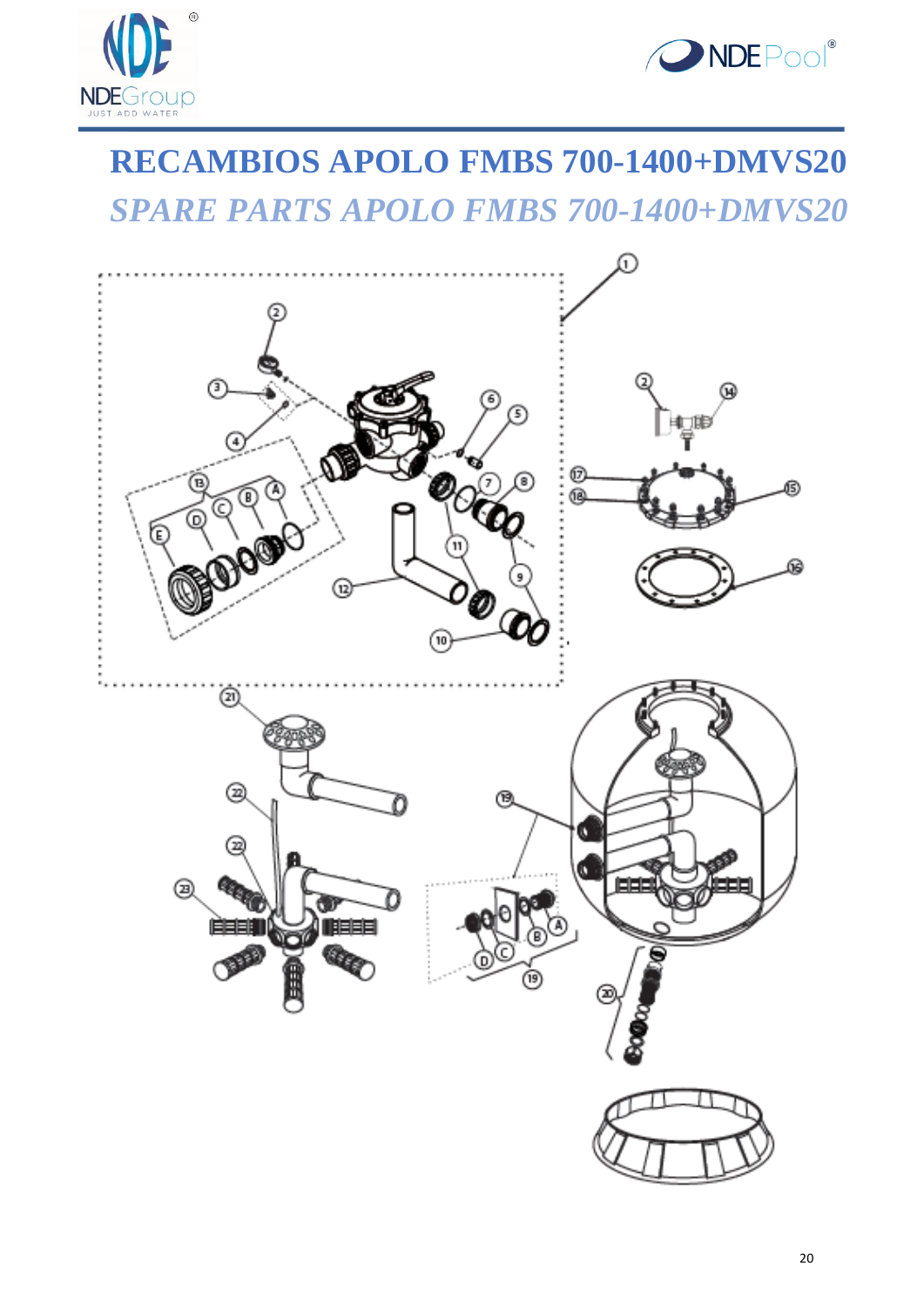# RECAMBIOS APOLO FMBS 700-1400+DMVS20

## *SPARE PARTS APOLO FMBS 700-1400+DMVS20*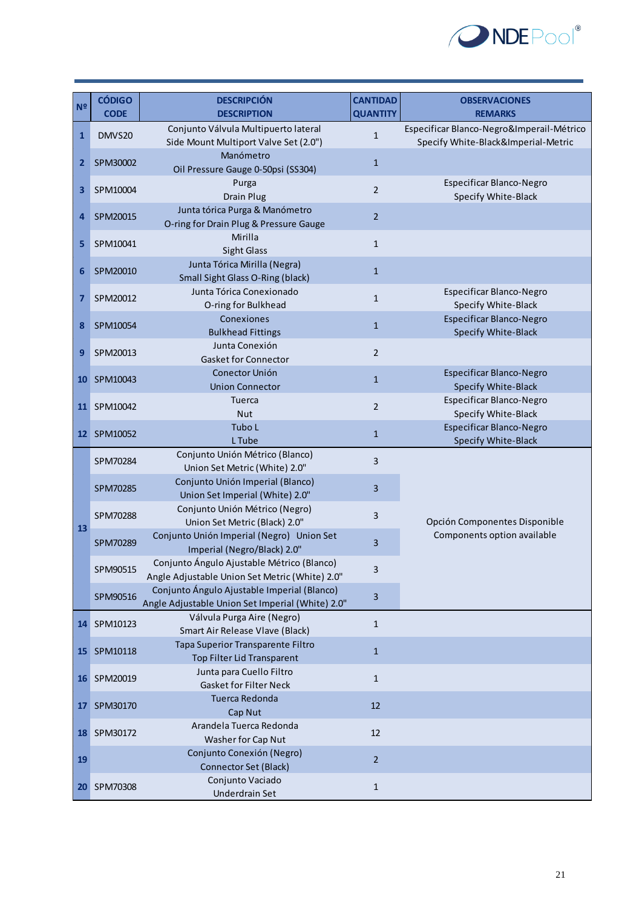| Nº | CÓDIGO CODE | DESCRIPCIÓN DESCRIPTION | CANTIDAD QUANTITY | OBSERVACIONES REMARKS |
|---|---|---|---|---|
| 1 | DMVS20 | Conjunto Válvula Multipuerto lateral Side Mount Multiport Valve Set (2.0") | 1 | Especificar Blanco-Negro&Imperail-Métrico Specify White-Black&Imperial-Metric |
| 2 | SPM30002 | Manómetro Oil Pressure Gauge 0-50psi (SS304) | 1 | |
| 3 | SPM10004 | Purga Drain Plug | 2 | Especificar Blanco-Negro Specify White-Black |
| 4 | SPM20015 | Junta tórica Purga & Manómetro O-ring for Drain Plug & Pressure Gauge | 2 | |
| 5 | SPM10041 | Mirilla Sight Glass | 1 | |
| 6 | SPM20010 | Junta Tórica Mirilla (Negra) Small Sight Glass O-Ring (black) | 1 | |
| 7 | SPM20012 | Junta Tórica Conexionado O-ring for Bulkhead | 1 | Especificar Blanco-Negro Specify White-Black |
| 8 | SPM10054 | Conexiones Bulkhead Fittings | 1 | Especificar Blanco-Negro Specify White-Black |
| 9 | SPM20013 | Junta Conexión Gasket for Connector | 2 | |
| 10 | SPM10043 | Conector Unión Union Connector | 1 | Especificar Blanco-Negro Specify White-Black |
| 11 | SPM10042 | Tuerca Nut | 2 | Especificar Blanco-Negro Specify White-Black |
| 12 | SPM10052 | Tubo L L Tube | 1 | Especificar Blanco-Negro Specify White-Black |
| 13 | SPM70284 | Conjunto Unión Métrico (Blanco) Union Set Metric (White) 2.0" | 3 | Opción Componentes Disponible Components option available |
| | SPM70285 | Conjunto Unión Imperial (Blanco) Union Set Imperial (White) 2.0" | 3 | |
| | SPM70288 | Conjunto Unión Métrico (Negro) Union Set Metric (Black) 2.0" | 3 | |
| | SPM70289 | Conjunto Unión Imperial (Negro) Union Set Imperial (Negro/Black) 2.0" | 3 | |
| | SPM90515 | Conjunto Ángulo Ajustable Métrico (Blanco) Angle Adjustable Union Set Metric (White) 2.0" | 3 | |
| | SPM90516 | Conjunto Ángulo Ajustable Imperial (Blanco) Angle Adjustable Union Set Imperial (White) 2.0" | 3 | |
| 14 | SPM10123 | Válvula Purga Aire (Negro) Smart Air Release Vlave (Black) | 1 | |
| 15 | SPM10118 | Tapa Superior Transparente Filtro Top Filter Lid Transparent | 1 | |
| 16 | SPM20019 | Junta para Cuello Filtro Gasket for Filter Neck | 1 | |
| 17 | SPM30170 | Tuerca Redonda Cap Nut | 12 | |
| 18 | SPM30172 | Arandela Tuerca Redonda Washer for Cap Nut | 12 | |
| 19 | | Conjunto Conexión (Negro) Connector Set (Black) | 2 | |
| 20 | SPM70308 | Conjunto Vaciado Underdrain Set | 1 | |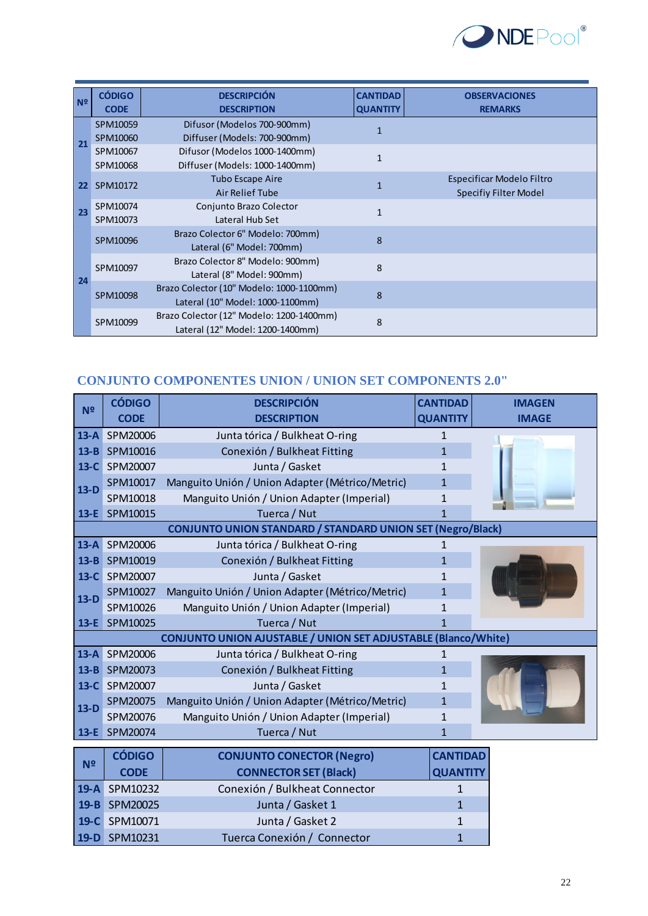| Nº | CÓDIGO CODE | DESCRIPCIÓN DESCRIPTION | CANTIDAD QUANTITY | OBSERVACIONES REMARKS |
|---|---|---|---|---|
| 21 | SPM10059 SPM10060 | Difusor (Modelos 700-900mm) Diffuser (Models: 700-900mm) | 1 | |
| | SPM10067 SPM10068 | Difusor (Modelos 1000-1400mm) Diffuser (Models: 1000-1400mm) | 1 | |
| 22 | SPM10172 | Tubo Escape Aire Air Relief Tube | 1 | Especificar Modelo Filtro Specifiy Filter Model |
| 23 | SPM10074 SPM10073 | Conjunto Brazo Colector Lateral Hub Set | 1 | |
| 24 | SPM10096 | Brazo Colector 6" Modelo: 700mm) Lateral (6" Model: 700mm) | 8 | |
| | SPM10097 | Brazo Colector 8" Modelo: 900mm) Lateral (8" Model: 900mm) | 8 | |
| | SPM10098 | Brazo Colector (10" Modelo: 1000-1100mm) Lateral (10" Model: 1000-1100mm) | 8 | |
| | SPM10099 | Brazo Colector (12" Modelo: 1200-1400mm) Lateral (12" Model: 1200-1400mm) | 8 | |

## CONJUNTO COMPONENTES UNION / UNION SET COMPONENTS 2.0"

| Nº | CÓDIGO CODE | DESCRIPCIÓN DESCRIPTION | CANTIDAD QUANTITY | IMAGEN IMAGE |
|---|---|---|---|---|
| 13-A | SPM20006 | Junta tórica / Bulkheat O-ring | 1 | |
| 13-B | SPM10016 | Conexión / Bulkheat Fitting | 1 | |
| 13-C | SPM20007 | Junta / Gasket | 1 | |
| 13-D | SPM10017 | Manguito Unión / Union Adapter (Métrico/Metric) | 1 | |
| | SPM10018 | Manguito Unión / Union Adapter (Imperial) | 1 | |
| 13-E | SPM10015 | Tuerca / Nut | 1 | |
| **CONJUNTO UNION STANDARD / STANDARD UNION SET (Negro/Black)** | | | | |
| 13-A | SPM20006 | Junta tórica / Bulkheat O-ring | 1 | |
| 13-B | SPM10019 | Conexión / Bulkheat Fitting | 1 | |
| 13-C | SPM20007 | Junta / Gasket | 1 | |
| 13-D | SPM10027 | Manguito Unión / Union Adapter (Métrico/Metric) | 1 | |
| | SPM10026 | Manguito Unión / Union Adapter (Imperial) | 1 | |
| 13-E | SPM10025 | Tuerca / Nut | 1 | |
| **CONJUNTO UNION AJUSTABLE / UNION SET ADJUSTABLE (Blanco/White)** | | | | |
| 13-A | SPM20006 | Junta tórica / Bulkheat O-ring | 1 | |
| 13-B | SPM20073 | Conexión / Bulkheat Fitting | 1 | |
| 13-C | SPM20007 | Junta / Gasket | 1 | |
| 13-D | SPM20075 | Manguito Unión / Union Adapter (Métrico/Metric) | 1 | |
| | SPM20076 | Manguito Unión / Union Adapter (Imperial) | 1 | |
| 13-E | SPM20074 | Tuerca / Nut | 1 | |

| Nº | CÓDIGO CODE | CONJUNTO CONECTOR (Negro) CONNECTOR SET (Black) | CANTIDAD QUANTITY |
|---|---|---|---|
| 19-A | SPM10232 | Conexión / Bulkheat Connector | 1 |
| 19-B | SPM20025 | Junta / Gasket 1 | 1 |
| 19-C | SPM10071 | Junta / Gasket 2 | 1 |
| 19-D | SPM10231 | Tuerca Conexión / Connector | 1 |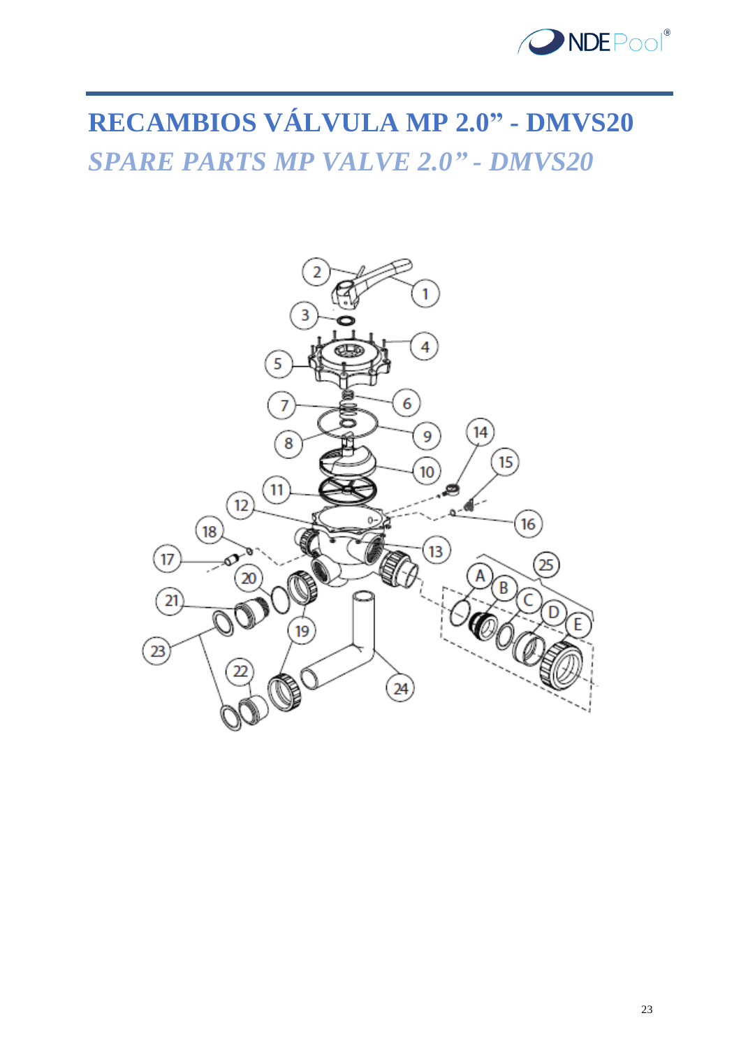# RECAMBIOS VÁLVULA MP 2.0” - DMVS20

## *SPARE PARTS MP VALVE 2.0” - DMVS20*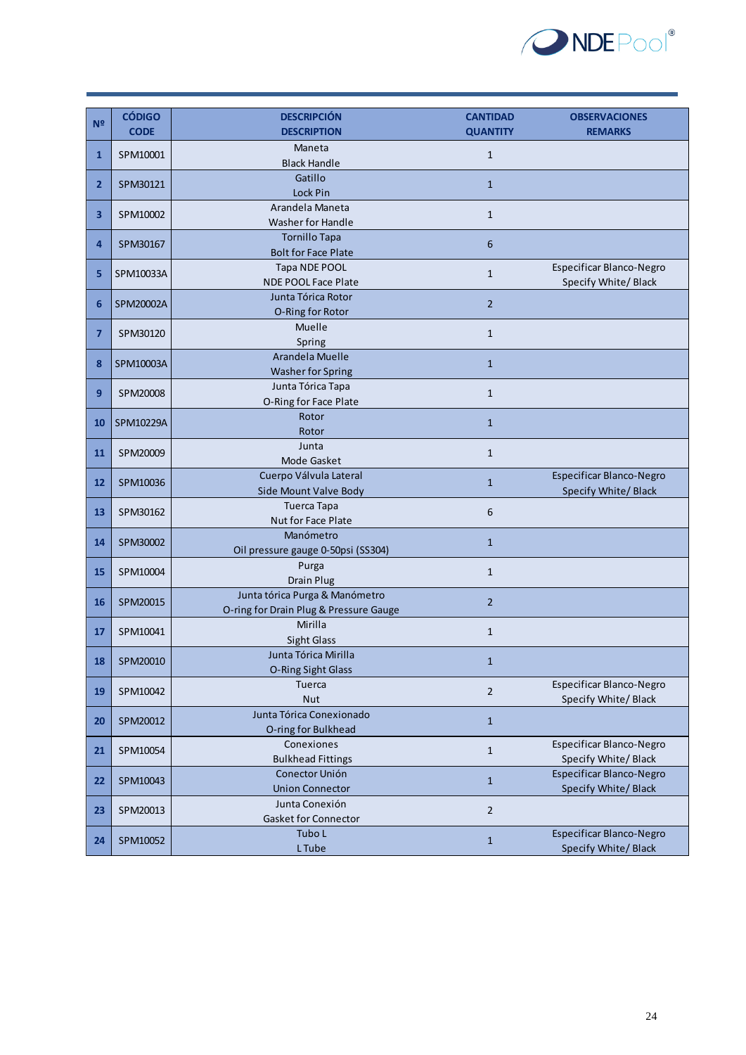| Nº | CÓDIGO<br>CODE | DESCRIPCIÓN<br>DESCRIPTION | CANTIDAD<br>QUANTITY | OBSERVACIONES<br>REMARKS |
|---|---|---|---|---|
| 1 | SPM10001 | Maneta<br>Black Handle | 1 | |
| 2 | SPM30121 | Gatillo<br>Lock Pin | 1 | |
| 3 | SPM10002 | Arandela Maneta<br>Washer for Handle | 1 | |
| 4 | SPM30167 | Tornillo Tapa<br>Bolt for Face Plate | 6 | |
| 5 | SPM10033A | Tapa NDE POOL<br>NDE POOL Face Plate | 1 | Especificar Blanco-Negro<br>Specify White/ Black |
| 6 | SPM20002A | Junta Tórica Rotor<br>O-Ring for Rotor | 2 | |
| 7 | SPM30120 | Muelle<br>Spring | 1 | |
| 8 | SPM10003A | Arandela Muelle<br>Washer for Spring | 1 | |
| 9 | SPM20008 | Junta Tórica Tapa<br>O-Ring for Face Plate | 1 | |
| 10 | SPM10229A | Rotor<br>Rotor | 1 | |
| 11 | SPM20009 | Junta<br>Mode Gasket | 1 | |
| 12 | SPM10036 | Cuerpo Válvula Lateral<br>Side Mount Valve Body | 1 | Especificar Blanco-Negro<br>Specify White/ Black |
| 13 | SPM30162 | Tuerca Tapa<br>Nut for Face Plate | 6 | |
| 14 | SPM30002 | Manómetro<br>Oil pressure gauge 0-50psi (SS304) | 1 | |
| 15 | SPM10004 | Purga<br>Drain Plug | 1 | |
| 16 | SPM20015 | Junta tórica Purga & Manómetro<br>O-ring for Drain Plug & Pressure Gauge | 2 | |
| 17 | SPM10041 | Mirilla<br>Sight Glass | 1 | |
| 18 | SPM20010 | Junta Tórica Mirilla<br>O-Ring Sight Glass | 1 | |
| 19 | SPM10042 | Tuerca<br>Nut | 2 | Especificar Blanco-Negro<br>Specify White/ Black |
| 20 | SPM20012 | Junta Tórica Conexionado<br>O-ring for Bulkhead | 1 | |
| 21 | SPM10054 | Conexiones<br>Bulkhead Fittings | 1 | Especificar Blanco-Negro<br>Specify White/ Black |
| 22 | SPM10043 | Conector Unión<br>Union Connector | 1 | Especificar Blanco-Negro<br>Specify White/ Black |
| 23 | SPM20013 | Junta Conexión<br>Gasket for Connector | 2 | |
| 24 | SPM10052 | Tubo L<br>L Tube | 1 | Especificar Blanco-Negro<br>Specify White/ Black |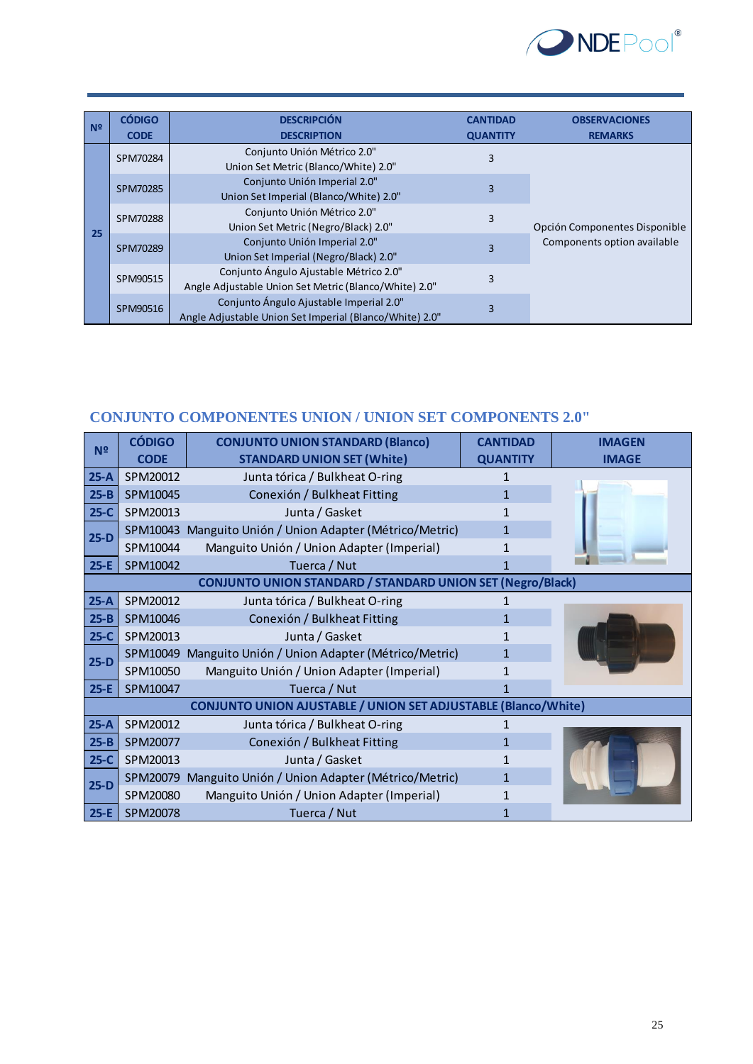| Nº | CÓDIGO CODE | DESCRIPCIÓN DESCRIPTION | CANTIDAD QUANTITY | OBSERVACIONES REMARKS |
|---|---|---|---|---|
| 25 | SPM70284 | Conjunto Unión Métrico 2.0" Union Set Metric (Blanco/White) 2.0" | 3 | Opción Componentes Disponible Components option available |
| | SPM70285 | Conjunto Unión Imperial 2.0" Union Set Imperial (Blanco/White) 2.0" | 3 | |
| | SPM70288 | Conjunto Unión Métrico 2.0" Union Set Metric (Negro/Black) 2.0" | 3 | |
| | SPM70289 | Conjunto Unión Imperial 2.0" Union Set Imperial (Negro/Black) 2.0" | 3 | |
| | SPM90515 | Conjunto Ángulo Ajustable Métrico 2.0" Angle Adjustable Union Set Metric (Blanco/White) 2.0" | 3 | |
| | SPM90516 | Conjunto Ángulo Ajustable Imperial 2.0" Angle Adjustable Union Set Imperial (Blanco/White) 2.0" | 3 | |

## CONJUNTO COMPONENTES UNION / UNION SET COMPONENTS 2.0"

| Nº | CÓDIGO CODE | CONJUNTO UNION STANDARD (Blanco) STANDARD UNION SET (White) | CANTIDAD QUANTITY | IMAGEN IMAGE |
|---|---|---|---|---|
| 25-A | SPM20012 | Junta tórica / Bulkheat O-ring | 1 | |
| 25-B | SPM10045 | Conexión / Bulkheat Fitting | 1 | |
| 25-C | SPM20013 | Junta / Gasket | 1 | |
| 25-D | SPM10043 | Manguito Unión / Union Adapter (Métrico/Metric) | 1 | |
| | SPM10044 | Manguito Unión / Union Adapter (Imperial) | 1 | |
| 25-E | SPM10042 | Tuerca / Nut | 1 | |
| | | **CONJUNTO UNION STANDARD / STANDARD UNION SET (Negro/Black)** | | |
| 25-A | SPM20012 | Junta tórica / Bulkheat O-ring | 1 | |
| 25-B | SPM10046 | Conexión / Bulkheat Fitting | 1 | |
| 25-C | SPM20013 | Junta / Gasket | 1 | |
| 25-D | SPM10049 | Manguito Unión / Union Adapter (Métrico/Metric) | 1 | |
| | SPM10050 | Manguito Unión / Union Adapter (Imperial) | 1 | |
| 25-E | SPM10047 | Tuerca / Nut | 1 | |
| | | **CONJUNTO UNION AJUSTABLE / UNION SET ADJUSTABLE (Blanco/White)** | | |
| 25-A | SPM20012 | Junta tórica / Bulkheat O-ring | 1 | |
| 25-B | SPM20077 | Conexión / Bulkheat Fitting | 1 | |
| 25-C | SPM20013 | Junta / Gasket | 1 | |
| 25-D | SPM20079 | Manguito Unión / Union Adapter (Métrico/Metric) | 1 | |
| | SPM20080 | Manguito Unión / Union Adapter (Imperial) | 1 | |
| 25-E | SPM20078 | Tuerca / Nut | 1 | |